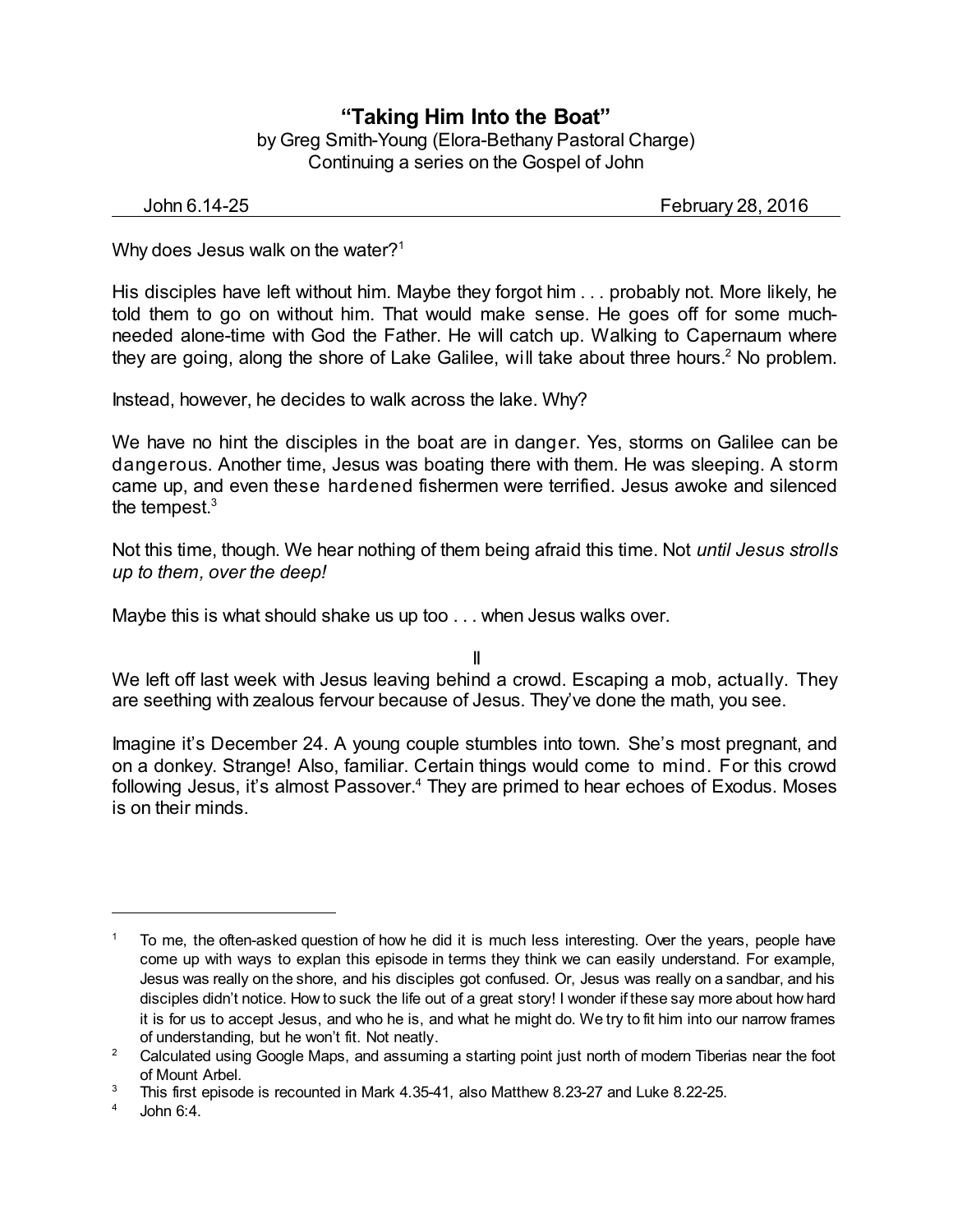# "Taking Him Into the Boat"

by Greg Smith-Young (Elora-Bethany Pastoral Charge)
Continuing a series on the Gospel of John

John 6.14-25 — February 28, 2016

---

Why does Jesus walk on the water?[1]

His disciples have left without him. Maybe they forgot him . . . probably not. More likely, he told them to go on without him. That would make sense. He goes off for some much-needed alone-time with God the Father. He will catch up. Walking to Capernaum where they are going, along the shore of Lake Galilee, will take about three hours.[2] No problem.

Instead, however, he decides to walk across the lake. Why?

We have no hint the disciples in the boat are in danger. Yes, storms on Galilee can be dangerous. Another time, Jesus was boating there with them. He was sleeping. A storm came up, and even these hardened fishermen were terrified. Jesus awoke and silenced the tempest.[3]

Not this time, though. We hear nothing of them being afraid this time. Not *until Jesus strolls up to them, over the deep!*

Maybe this is what should shake us up too . . . when Jesus walks over.

II

We left off last week with Jesus leaving behind a crowd. Escaping a mob, actually. They are seething with zealous fervour because of Jesus. They've done the math, you see.

Imagine it's December 24. A young couple stumbles into town. She's most pregnant, and on a donkey. Strange! Also, familiar. Certain things would come to mind. For this crowd following Jesus, it's almost Passover.[4] They are primed to hear echoes of Exodus. Moses is on their minds.

---

[1] To me, the often-asked question of how he did it is much less interesting. Over the years, people have come up with ways to explan this episode in terms they think we can easily understand. For example, Jesus was really on the shore, and his disciples got confused. Or, Jesus was really on a sandbar, and his disciples didn't notice. How to suck the life out of a great story! I wonder if these say more about how hard it is for us to accept Jesus, and who he is, and what he might do. We try to fit him into our narrow frames of understanding, but he won't fit. Not neatly.

[2] Calculated using Google Maps, and assuming a starting point just north of modern Tiberias near the foot of Mount Arbel.

[3] This first episode is recounted in Mark 4.35-41, also Matthew 8.23-27 and Luke 8.22-25.

[4] John 6:4.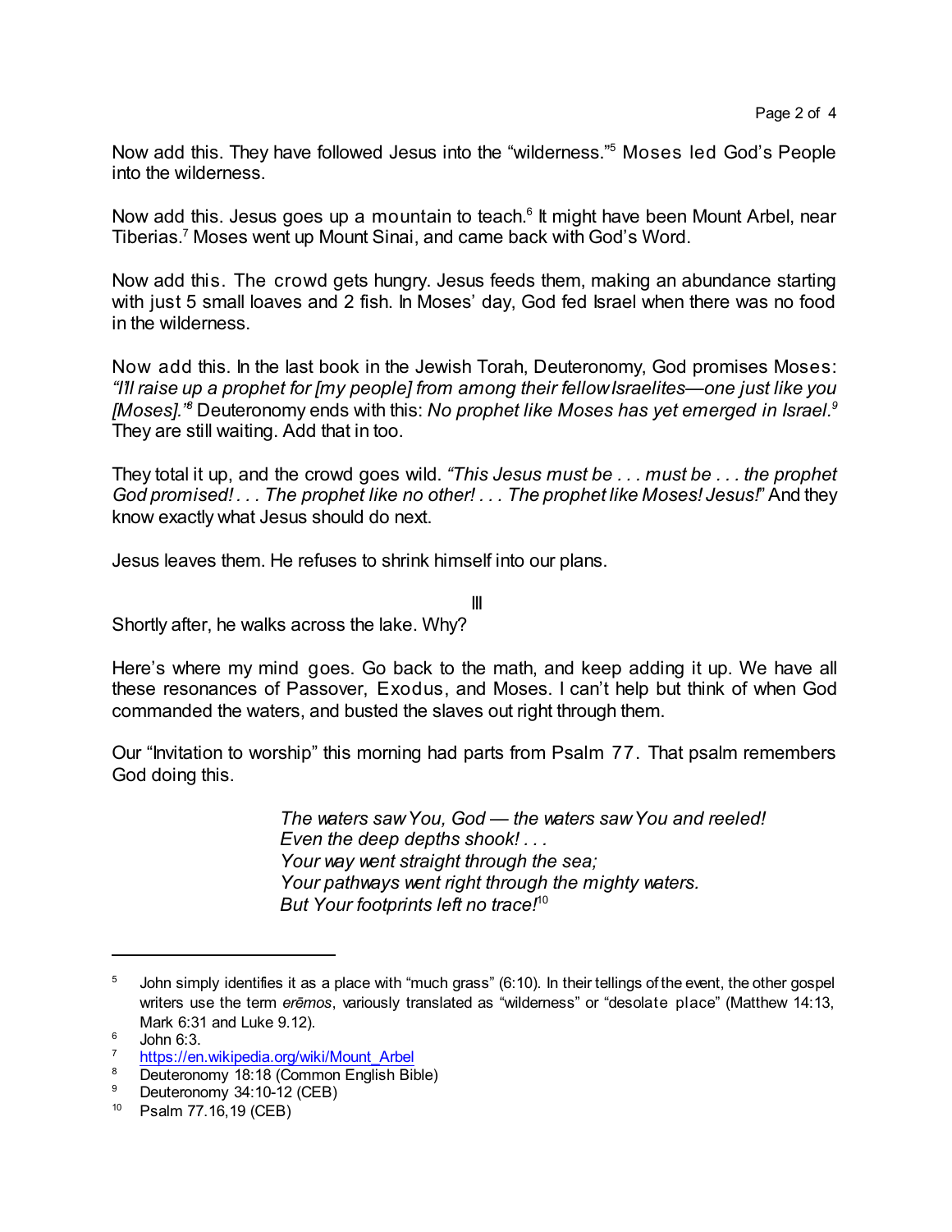Now add this. They have followed Jesus into the "wilderness."[5] Moses led God's People into the wilderness.

Now add this. Jesus goes up a mountain to teach.[6] It might have been Mount Arbel, near Tiberias.[7] Moses went up Mount Sinai, and came back with God's Word.

Now add this. The crowd gets hungry. Jesus feeds them, making an abundance starting with just 5 small loaves and 2 fish. In Moses' day, God fed Israel when there was no food in the wilderness.

Now add this. In the last book in the Jewish Torah, Deuteronomy, God promises Moses: *"I'll raise up a prophet for [my people] from among their fellow Israelites—one just like you [Moses]."*[8] Deuteronomy ends with this: *No prophet like Moses has yet emerged in Israel.*[9] They are still waiting. Add that in too.

They total it up, and the crowd goes wild. *"This Jesus must be . . . must be . . . the prophet God promised! . . . The prophet like no other! . . . The prophet like Moses! Jesus!*" And they know exactly what Jesus should do next.

Jesus leaves them. He refuses to shrink himself into our plans.

III

Shortly after, he walks across the lake. Why?

Here's where my mind goes. Go back to the math, and keep adding it up. We have all these resonances of Passover, Exodus, and Moses. I can't help but think of when God commanded the waters, and busted the slaves out right through them.

Our "Invitation to worship" this morning had parts from Psalm 77. That psalm remembers God doing this.

> *The waters saw You, God — the waters saw You and reeled!*
> *Even the deep depths shook! . . .*
> *Your way went straight through the sea;*
> *Your pathways went right through the mighty waters.*
> *But Your footprints left no trace!*[10]

---

[5] John simply identifies it as a place with "much grass" (6:10). In their tellings of the event, the other gospel writers use the term *erēmos*, variously translated as "wilderness" or "desolate place" (Matthew 14:13, Mark 6:31 and Luke 9.12).

[6] John 6:3.

[7] https://en.wikipedia.org/wiki/Mount_Arbel

[8] Deuteronomy 18:18 (Common English Bible)

[9] Deuteronomy 34:10-12 (CEB)

[10] Psalm 77.16,19 (CEB)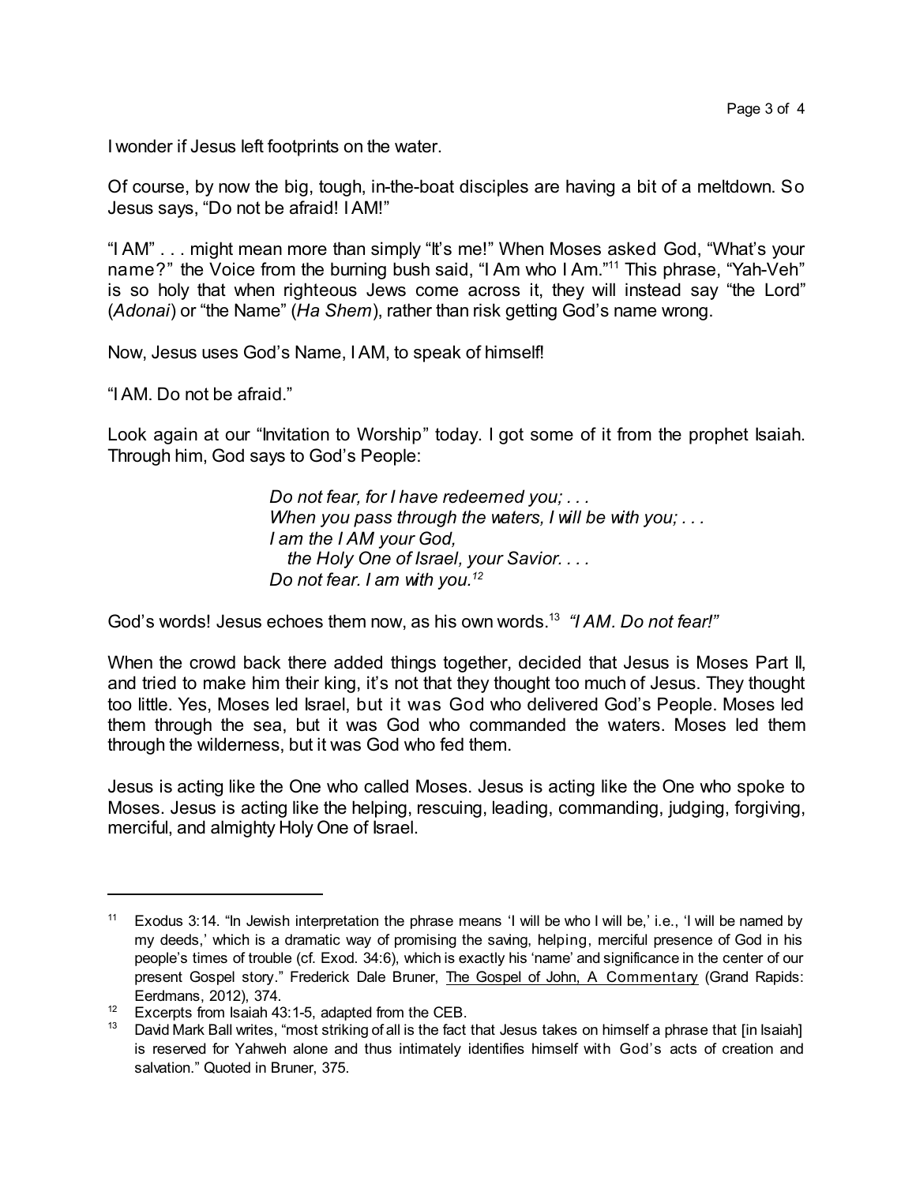I wonder if Jesus left footprints on the water.

Of course, by now the big, tough, in-the-boat disciples are having a bit of a meltdown. So Jesus says, "Do not be afraid! I AM!"

"I AM" . . . might mean more than simply "It's me!" When Moses asked God, "What's your name?" the Voice from the burning bush said, "I Am who I Am."[11] This phrase, "Yah-Veh" is so holy that when righteous Jews come across it, they will instead say "the Lord" (*Adonai*) or "the Name" (*Ha Shem*), rather than risk getting God's name wrong.

Now, Jesus uses God's Name, I AM, to speak of himself!

"I AM. Do not be afraid."

Look again at our "Invitation to Worship" today. I got some of it from the prophet Isaiah. Through him, God says to God's People:

> *Do not fear, for I have redeemed you; . . .*
> *When you pass through the waters, I will be with you; . . .*
> *I am the I AM your God,*
> *the Holy One of Israel, your Savior. . . .*
> *Do not fear. I am with you.*[12]

God's words! Jesus echoes them now, as his own words.[13] *"I AM. Do not fear!"*

When the crowd back there added things together, decided that Jesus is Moses Part II, and tried to make him their king, it's not that they thought too much of Jesus. They thought too little. Yes, Moses led Israel, but it was God who delivered God's People. Moses led them through the sea, but it was God who commanded the waters. Moses led them through the wilderness, but it was God who fed them.

Jesus is acting like the One who called Moses. Jesus is acting like the One who spoke to Moses. Jesus is acting like the helping, rescuing, leading, commanding, judging, forgiving, merciful, and almighty Holy One of Israel.

---

[11] Exodus 3:14. "In Jewish interpretation the phrase means 'I will be who I will be,' i.e., 'I will be named by my deeds,' which is a dramatic way of promising the saving, helping, merciful presence of God in his people's times of trouble (cf. Exod. 34:6), which is exactly his 'name' and significance in the center of our present Gospel story." Frederick Dale Bruner, The Gospel of John, A Commentary (Grand Rapids: Eerdmans, 2012), 374.

[12] Excerpts from Isaiah 43:1-5, adapted from the CEB.

[13] David Mark Ball writes, "most striking of all is the fact that Jesus takes on himself a phrase that [in Isaiah] is reserved for Yahweh alone and thus intimately identifies himself with God's acts of creation and salvation." Quoted in Bruner, 375.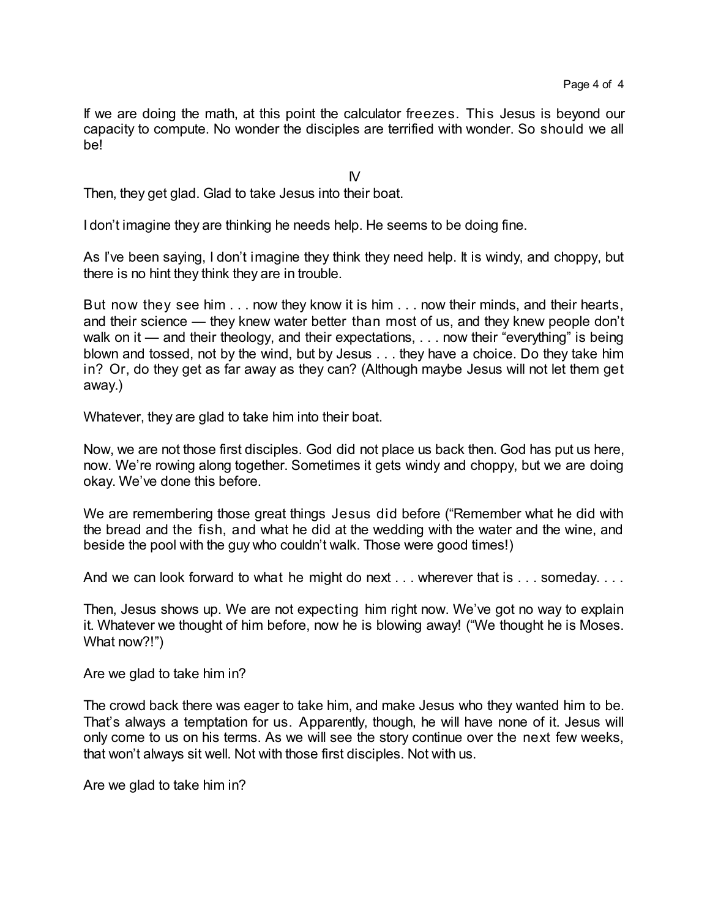If we are doing the math, at this point the calculator freezes. This Jesus is beyond our capacity to compute. No wonder the disciples are terrified with wonder. So should we all be!

IV

Then, they get glad. Glad to take Jesus into their boat.

I don't imagine they are thinking he needs help. He seems to be doing fine.

As I've been saying, I don't imagine they think they need help. It is windy, and choppy, but there is no hint they think they are in trouble.

But now they see him . . . now they know it is him . . . now their minds, and their hearts, and their science — they knew water better than most of us, and they knew people don't walk on it — and their theology, and their expectations, . . . now their "everything" is being blown and tossed, not by the wind, but by Jesus . . . they have a choice. Do they take him in? Or, do they get as far away as they can? (Although maybe Jesus will not let them get away.)

Whatever, they are glad to take him into their boat.

Now, we are not those first disciples. God did not place us back then. God has put us here, now. We're rowing along together. Sometimes it gets windy and choppy, but we are doing okay. We've done this before.

We are remembering those great things Jesus did before ("Remember what he did with the bread and the fish, and what he did at the wedding with the water and the wine, and beside the pool with the guy who couldn't walk. Those were good times!)

And we can look forward to what he might do next . . . wherever that is . . . someday. . . .

Then, Jesus shows up. We are not expecting him right now. We've got no way to explain it. Whatever we thought of him before, now he is blowing away! ("We thought he is Moses. What now?!")

Are we glad to take him in?

The crowd back there was eager to take him, and make Jesus who they wanted him to be. That's always a temptation for us. Apparently, though, he will have none of it. Jesus will only come to us on his terms. As we will see the story continue over the next few weeks, that won't always sit well. Not with those first disciples. Not with us.

Are we glad to take him in?